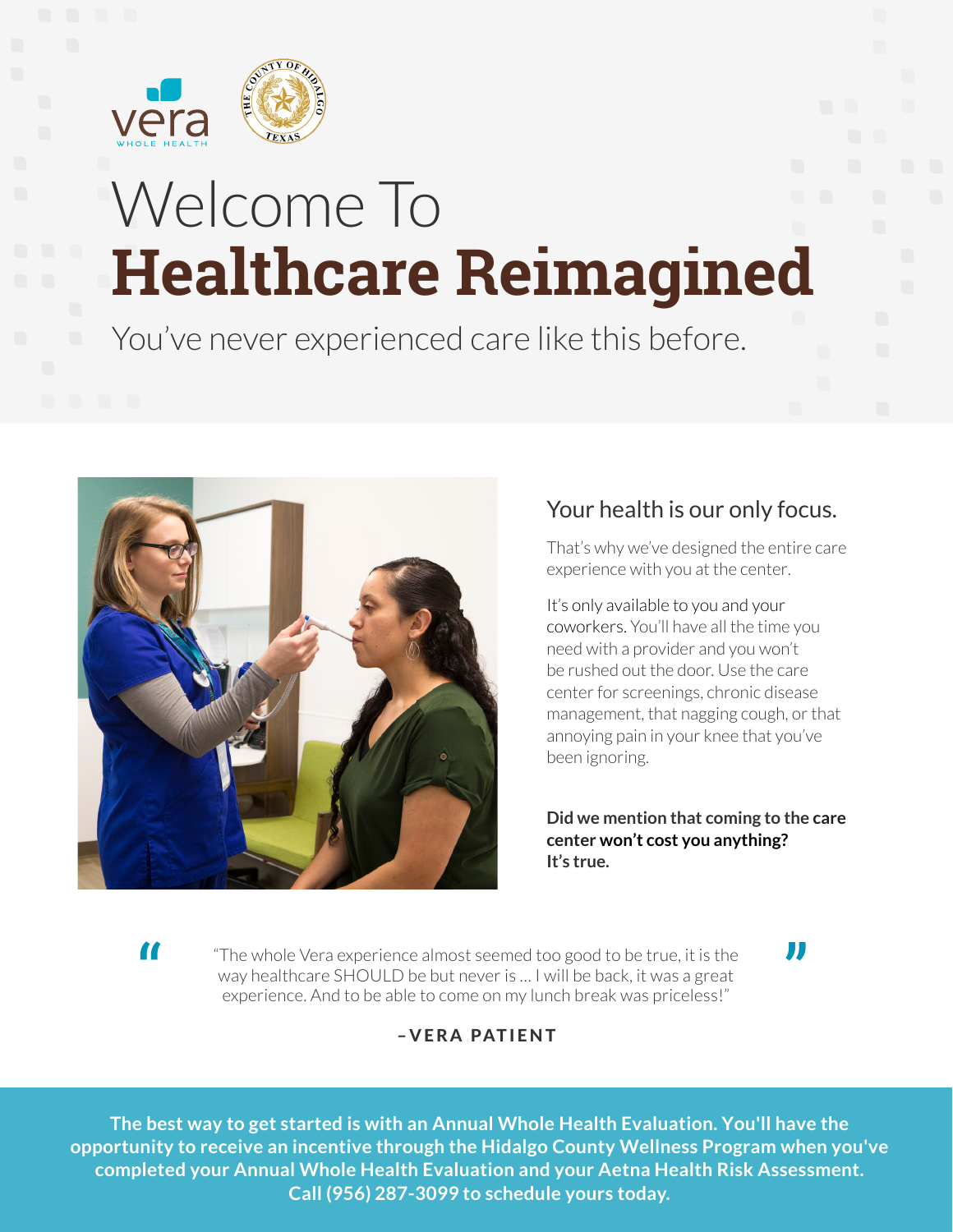# Welcome To **Healthcare Reimagined**

You've never experienced care like this before.

## Your health is our only focus.

That's why we've designed the entire care experience with you at the center.

It's only available to you and your coworkers. You'll have all the time you need with a provider and you won't be rushed out the door. Use the care center for screenings, chronic disease management, that nagging cough, or that annoying pain in your knee that you've been ignoring.

**Did we mention that coming to the care center won't cost you anything? It's true.**

> "The whole Vera experience almost seemed too good to be true, it is the way healthcare SHOULD be but never is ... I will be back, it was a great experience. And to be able to come on my lunch break was priceless!"

**–VERA PATIENT**

**The best way to get started is with an Annual Whole Health Evaluation. You'll have the opportunity to receive an incentive through the Hidalgo County Wellness Program when you've completed your Annual Whole Health Evaluation and your Aetna Health Risk Assessment. Call (956) 287-3099 to schedule yours today.**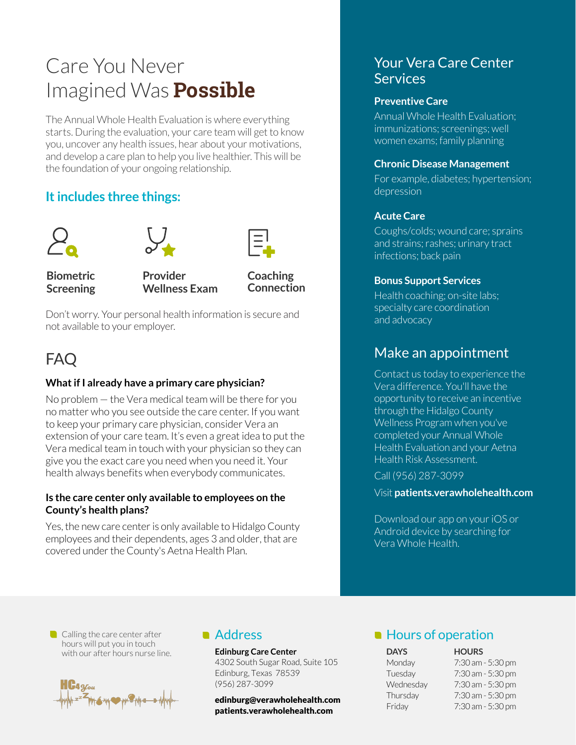# Care You Never Imagined Was **Possible**

The Annual Whole Health Evaluation is where everything starts. During the evaluation, your care team will get to know you, uncover any health issues, hear about your motivations, and develop a care plan to help you live healthier. This will be the foundation of your ongoing relationship.

## It includes three things:

- **Biometric Screening**
- **Provider Wellness Exam**
- **Coaching Connection**

Don't worry. Your personal health information is secure and not available to your employer.

## FAQ

### What if I already have a primary care physician?

No problem — the Vera medical team will be there for you no matter who you see outside the care center. If you want to keep your primary care physician, consider Vera an extension of your care team. It's even a great idea to put the Vera medical team in touch with your physician so they can give you the exact care you need when you need it. Your health always benefits when everybody communicates.

### Is the care center only available to employees on the County's health plans?

Yes, the new care center is only available to Hidalgo County employees and their dependents, ages 3 and older, that are covered under the County's Aetna Health Plan.

## Your Vera Care Center Services

**Preventive Care**

Annual Whole Health Evaluation; immunizations; screenings; well women exams; family planning

**Chronic Disease Management**

For example, diabetes; hypertension; depression

**Acute Care**

Coughs/colds; wound care; sprains and strains; rashes; urinary tract infections; back pain

**Bonus Support Services**

Health coaching; on-site labs; specialty care coordination and advocacy

## Make an appointment

Contact us today to experience the Vera difference. You'll have the opportunity to receive an incentive through the Hidalgo County Wellness Program when you've completed your Annual Whole Health Evaluation and your Aetna Health Risk Assessment.

Call (956) 287-3099

Visit **patients.verawholehealth.com**

Download our app on your iOS or Android device by searching for Vera Whole Health.

Calling the care center after hours will put you in touch with our after hours nurse line.

HC4You

## Address

**Edinburg Care Center**
4302 South Sugar Road, Suite 105
Edinburg, Texas 78539
(956) 287-3099

**edinburg@verawholehealth.com**
**patients.verawholehealth.com**

## Hours of operation

| DAYS | HOURS |
| --- | --- |
| Monday | 7:30 am - 5:30 pm |
| Tuesday | 7:30 am - 5:30 pm |
| Wednesday | 7:30 am - 5:30 pm |
| Thursday | 7:30 am - 5:30 pm |
| Friday | 7:30 am - 5:30 pm |